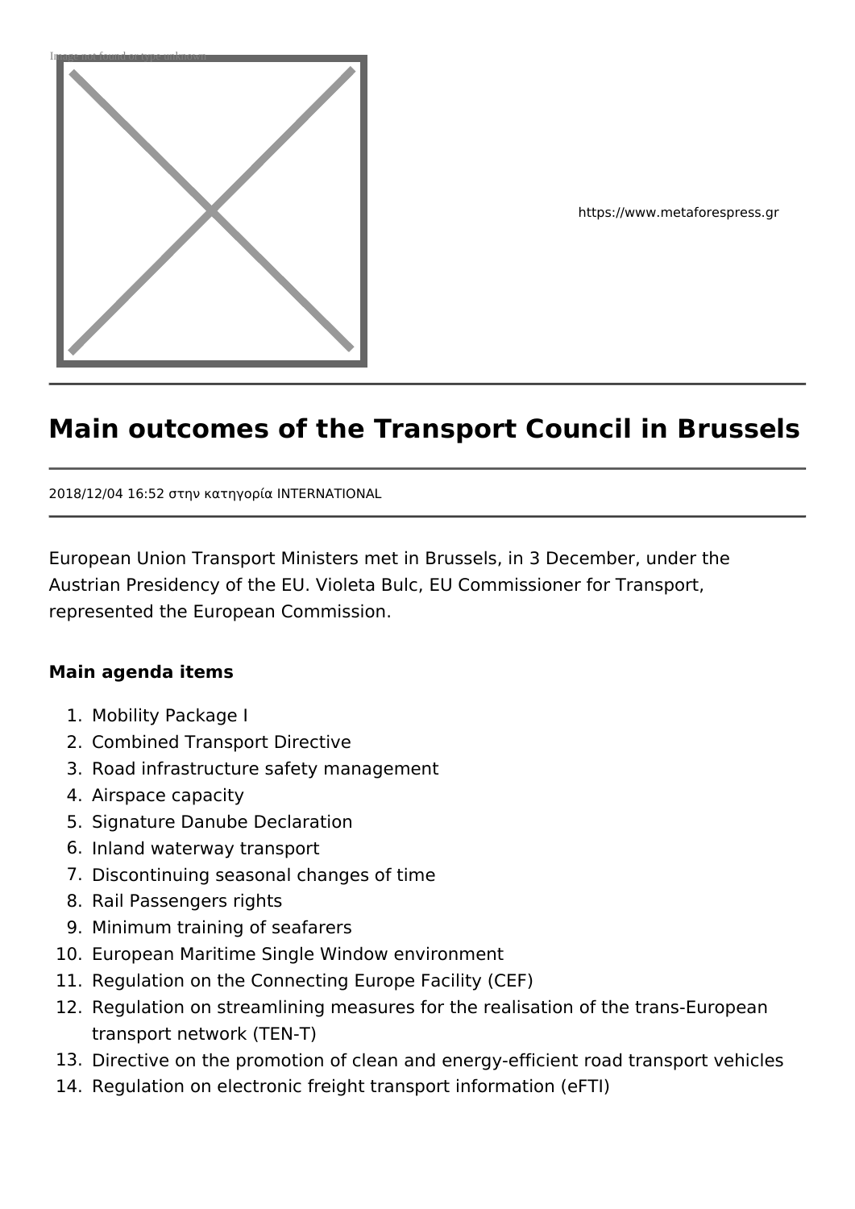https://www.metaforespress.gr

# Main outcomes of the Transport Council in Brussels

2018/12/04 16:52 στην κατηγορία INTERNATIONAL

European Union Transport Ministers met in Brussels, in 3 December, under the Austrian Presidency of the EU. Violeta Bulc, EU Commissioner for Transport, represented the European Commission.

**Main agenda items**

1. Mobility Package I
2. Combined Transport Directive
3. Road infrastructure safety management
4. Airspace capacity
5. Signature Danube Declaration
6. Inland waterway transport
7. Discontinuing seasonal changes of time
8. Rail Passengers rights
9. Minimum training of seafarers
10. European Maritime Single Window environment
11. Regulation on the Connecting Europe Facility (CEF)
12. Regulation on streamlining measures for the realisation of the trans-European transport network (TEN-T)
13. Directive on the promotion of clean and energy-efficient road transport vehicles
14. Regulation on electronic freight transport information (eFTI)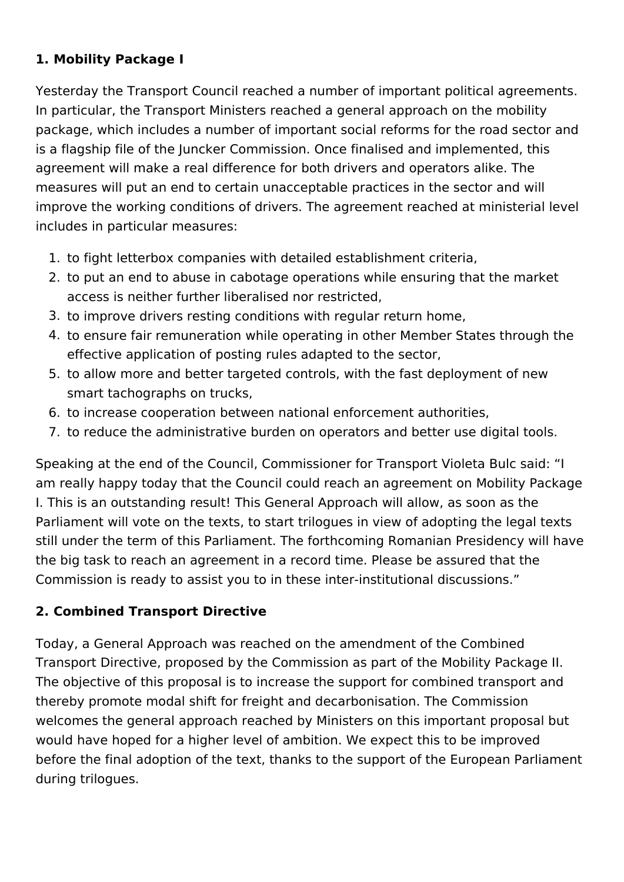**1. Mobility Package I**

Yesterday the Transport Council reached a number of important political agreements. In particular, the Transport Ministers reached a general approach on the mobility package, which includes a number of important social reforms for the road sector and is a flagship file of the Juncker Commission. Once finalised and implemented, this agreement will make a real difference for both drivers and operators alike. The measures will put an end to certain unacceptable practices in the sector and will improve the working conditions of drivers. The agreement reached at ministerial level includes in particular measures:

1. to fight letterbox companies with detailed establishment criteria,
2. to put an end to abuse in cabotage operations while ensuring that the market access is neither further liberalised nor restricted,
3. to improve drivers resting conditions with regular return home,
4. to ensure fair remuneration while operating in other Member States through the effective application of posting rules adapted to the sector,
5. to allow more and better targeted controls, with the fast deployment of new smart tachographs on trucks,
6. to increase cooperation between national enforcement authorities,
7. to reduce the administrative burden on operators and better use digital tools.

Speaking at the end of the Council, Commissioner for Transport Violeta Bulc said: "I am really happy today that the Council could reach an agreement on Mobility Package I. This is an outstanding result! This General Approach will allow, as soon as the Parliament will vote on the texts, to start trilogues in view of adopting the legal texts still under the term of this Parliament. The forthcoming Romanian Presidency will have the big task to reach an agreement in a record time. Please be assured that the Commission is ready to assist you to in these inter-institutional discussions."

**2. Combined Transport Directive**

Today, a General Approach was reached on the amendment of the Combined Transport Directive, proposed by the Commission as part of the Mobility Package II. The objective of this proposal is to increase the support for combined transport and thereby promote modal shift for freight and decarbonisation. The Commission welcomes the general approach reached by Ministers on this important proposal but would have hoped for a higher level of ambition. We expect this to be improved before the final adoption of the text, thanks to the support of the European Parliament during trilogues.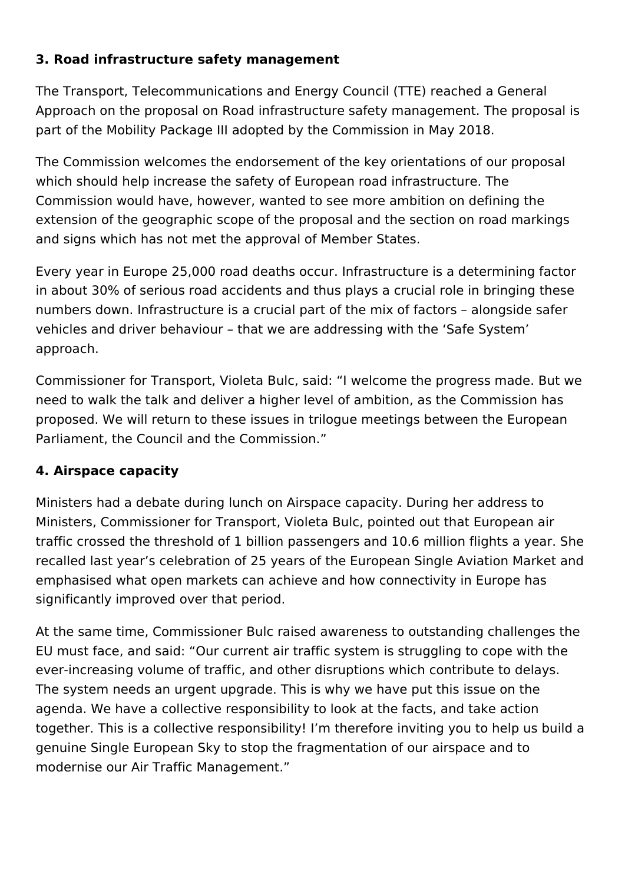**3. Road infrastructure safety management**

The Transport, Telecommunications and Energy Council (TTE) reached a General Approach on the proposal on Road infrastructure safety management. The proposal is part of the Mobility Package III adopted by the Commission in May 2018.

The Commission welcomes the endorsement of the key orientations of our proposal which should help increase the safety of European road infrastructure. The Commission would have, however, wanted to see more ambition on defining the extension of the geographic scope of the proposal and the section on road markings and signs which has not met the approval of Member States.

Every year in Europe 25,000 road deaths occur. Infrastructure is a determining factor in about 30% of serious road accidents and thus plays a crucial role in bringing these numbers down. Infrastructure is a crucial part of the mix of factors – alongside safer vehicles and driver behaviour – that we are addressing with the 'Safe System' approach.

Commissioner for Transport, Violeta Bulc, said: "I welcome the progress made. But we need to walk the talk and deliver a higher level of ambition, as the Commission has proposed. We will return to these issues in trilogue meetings between the European Parliament, the Council and the Commission."

**4. Airspace capacity**

Ministers had a debate during lunch on Airspace capacity. During her address to Ministers, Commissioner for Transport, Violeta Bulc, pointed out that European air traffic crossed the threshold of 1 billion passengers and 10.6 million flights a year. She recalled last year's celebration of 25 years of the European Single Aviation Market and emphasised what open markets can achieve and how connectivity in Europe has significantly improved over that period.

At the same time, Commissioner Bulc raised awareness to outstanding challenges the EU must face, and said: "Our current air traffic system is struggling to cope with the ever-increasing volume of traffic, and other disruptions which contribute to delays. The system needs an urgent upgrade. This is why we have put this issue on the agenda. We have a collective responsibility to look at the facts, and take action together. This is a collective responsibility! I'm therefore inviting you to help us build a genuine Single European Sky to stop the fragmentation of our airspace and to modernise our Air Traffic Management."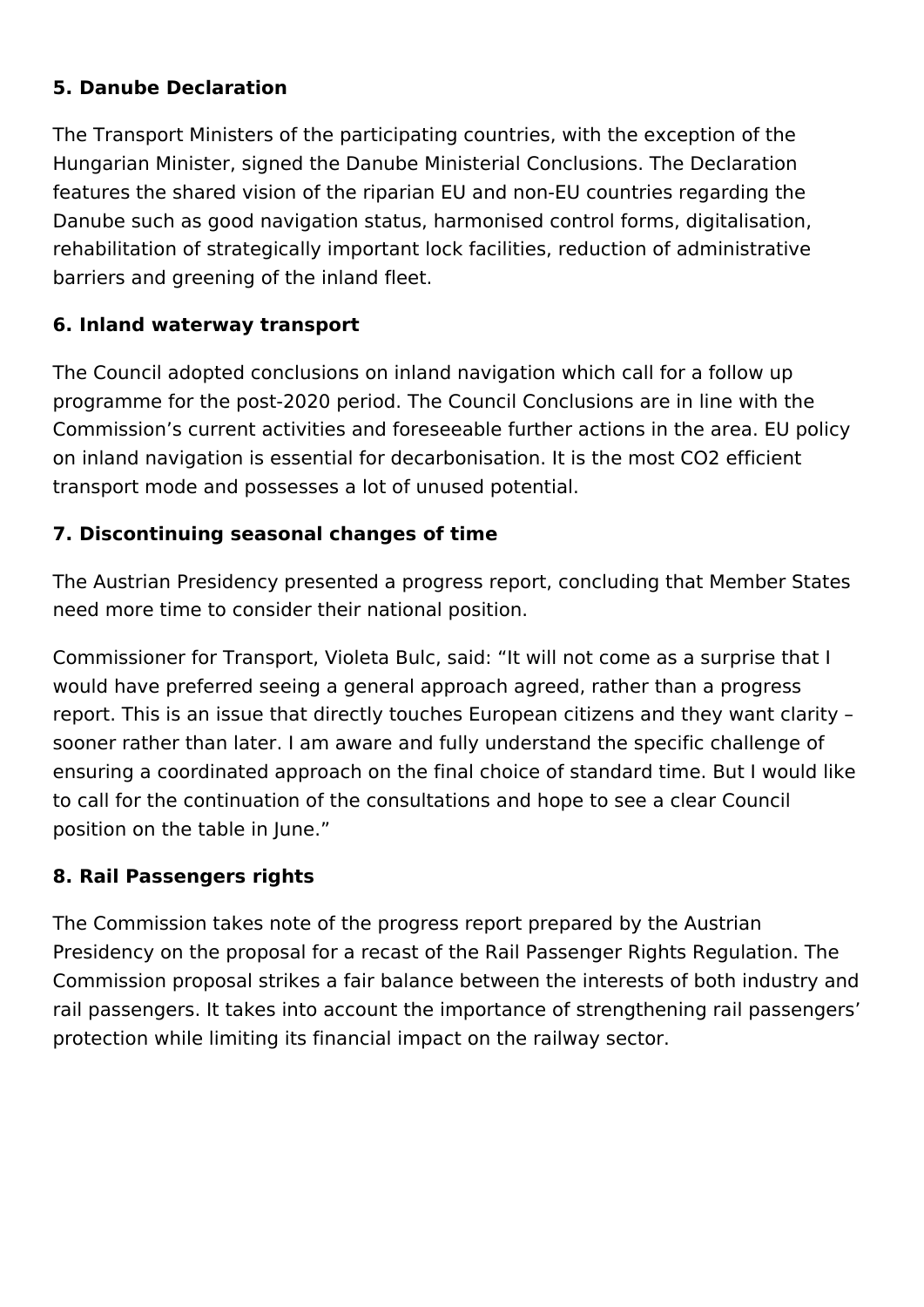**5. Danube Declaration**

The Transport Ministers of the participating countries, with the exception of the Hungarian Minister, signed the Danube Ministerial Conclusions. The Declaration features the shared vision of the riparian EU and non-EU countries regarding the Danube such as good navigation status, harmonised control forms, digitalisation, rehabilitation of strategically important lock facilities, reduction of administrative barriers and greening of the inland fleet.

**6. Inland waterway transport**

The Council adopted conclusions on inland navigation which call for a follow up programme for the post-2020 period. The Council Conclusions are in line with the Commission's current activities and foreseeable further actions in the area. EU policy on inland navigation is essential for decarbonisation. It is the most $CO_2$ efficient transport mode and possesses a lot of unused potential.

**7. Discontinuing seasonal changes of time**

The Austrian Presidency presented a progress report, concluding that Member States need more time to consider their national position.

Commissioner for Transport, Violeta Bulc, said: "It will not come as a surprise that I would have preferred seeing a general approach agreed, rather than a progress report. This is an issue that directly touches European citizens and they want clarity – sooner rather than later. I am aware and fully understand the specific challenge of ensuring a coordinated approach on the final choice of standard time. But I would like to call for the continuation of the consultations and hope to see a clear Council position on the table in June."

**8. Rail Passengers rights**

The Commission takes note of the progress report prepared by the Austrian Presidency on the proposal for a recast of the Rail Passenger Rights Regulation. The Commission proposal strikes a fair balance between the interests of both industry and rail passengers. It takes into account the importance of strengthening rail passengers' protection while limiting its financial impact on the railway sector.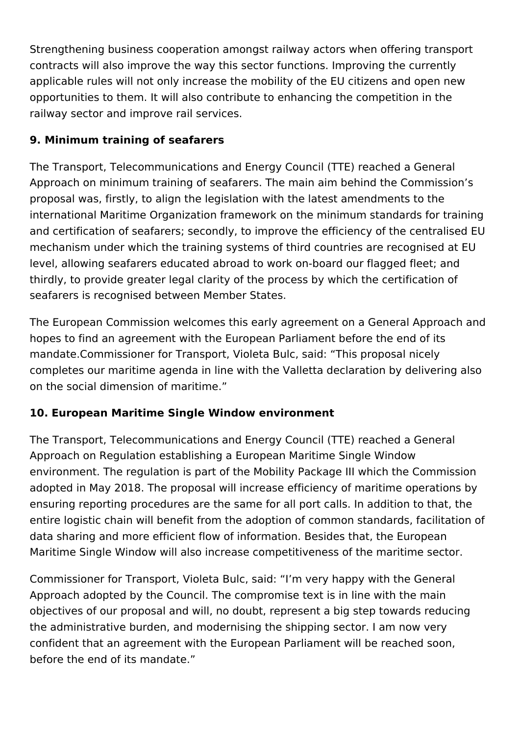Strengthening business cooperation amongst railway actors when offering transport contracts will also improve the way this sector functions. Improving the currently applicable rules will not only increase the mobility of the EU citizens and open new opportunities to them. It will also contribute to enhancing the competition in the railway sector and improve rail services.

### 9. Minimum training of seafarers

The Transport, Telecommunications and Energy Council (TTE) reached a General Approach on minimum training of seafarers. The main aim behind the Commission's proposal was, firstly, to align the legislation with the latest amendments to the international Maritime Organization framework on the minimum standards for training and certification of seafarers; secondly, to improve the efficiency of the centralised EU mechanism under which the training systems of third countries are recognised at EU level, allowing seafarers educated abroad to work on-board our flagged fleet; and thirdly, to provide greater legal clarity of the process by which the certification of seafarers is recognised between Member States.

The European Commission welcomes this early agreement on a General Approach and hopes to find an agreement with the European Parliament before the end of its mandate.Commissioner for Transport, Violeta Bulc, said: "This proposal nicely completes our maritime agenda in line with the Valletta declaration by delivering also on the social dimension of maritime."

### 10. European Maritime Single Window environment

The Transport, Telecommunications and Energy Council (TTE) reached a General Approach on Regulation establishing a European Maritime Single Window environment. The regulation is part of the Mobility Package III which the Commission adopted in May 2018. The proposal will increase efficiency of maritime operations by ensuring reporting procedures are the same for all port calls. In addition to that, the entire logistic chain will benefit from the adoption of common standards, facilitation of data sharing and more efficient flow of information. Besides that, the European Maritime Single Window will also increase competitiveness of the maritime sector.

Commissioner for Transport, Violeta Bulc, said: "I'm very happy with the General Approach adopted by the Council. The compromise text is in line with the main objectives of our proposal and will, no doubt, represent a big step towards reducing the administrative burden, and modernising the shipping sector. I am now very confident that an agreement with the European Parliament will be reached soon, before the end of its mandate."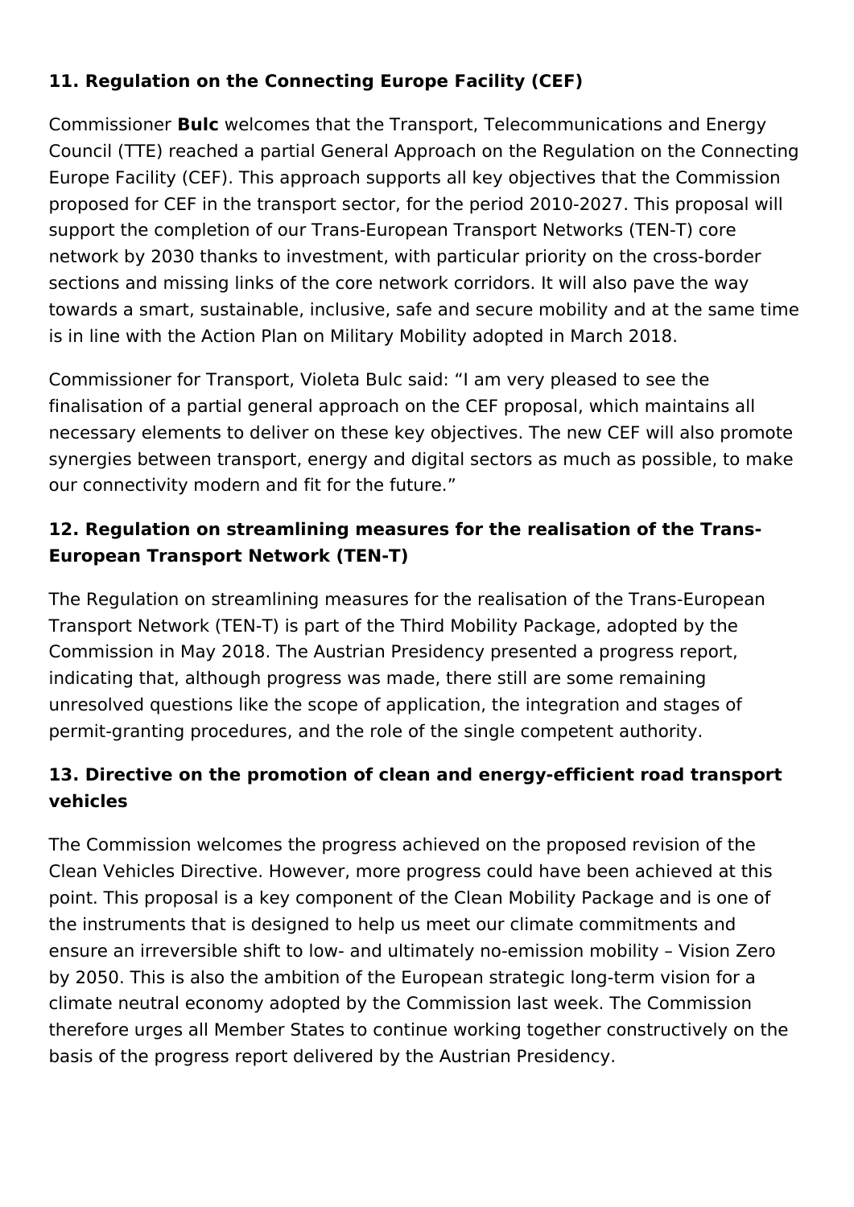### 11. Regulation on the Connecting Europe Facility (CEF)

Commissioner **Bulc** welcomes that the Transport, Telecommunications and Energy Council (TTE) reached a partial General Approach on the Regulation on the Connecting Europe Facility (CEF). This approach supports all key objectives that the Commission proposed for CEF in the transport sector, for the period 2010-2027. This proposal will support the completion of our Trans-European Transport Networks (TEN-T) core network by 2030 thanks to investment, with particular priority on the cross-border sections and missing links of the core network corridors. It will also pave the way towards a smart, sustainable, inclusive, safe and secure mobility and at the same time is in line with the Action Plan on Military Mobility adopted in March 2018.

Commissioner for Transport, Violeta Bulc said: "I am very pleased to see the finalisation of a partial general approach on the CEF proposal, which maintains all necessary elements to deliver on these key objectives. The new CEF will also promote synergies between transport, energy and digital sectors as much as possible, to make our connectivity modern and fit for the future."

### 12. Regulation on streamlining measures for the realisation of the Trans-European Transport Network (TEN-T)

The Regulation on streamlining measures for the realisation of the Trans-European Transport Network (TEN-T) is part of the Third Mobility Package, adopted by the Commission in May 2018. The Austrian Presidency presented a progress report, indicating that, although progress was made, there still are some remaining unresolved questions like the scope of application, the integration and stages of permit-granting procedures, and the role of the single competent authority.

### 13. Directive on the promotion of clean and energy-efficient road transport vehicles

The Commission welcomes the progress achieved on the proposed revision of the Clean Vehicles Directive. However, more progress could have been achieved at this point. This proposal is a key component of the Clean Mobility Package and is one of the instruments that is designed to help us meet our climate commitments and ensure an irreversible shift to low- and ultimately no-emission mobility – Vision Zero by 2050. This is also the ambition of the European strategic long-term vision for a climate neutral economy adopted by the Commission last week. The Commission therefore urges all Member States to continue working together constructively on the basis of the progress report delivered by the Austrian Presidency.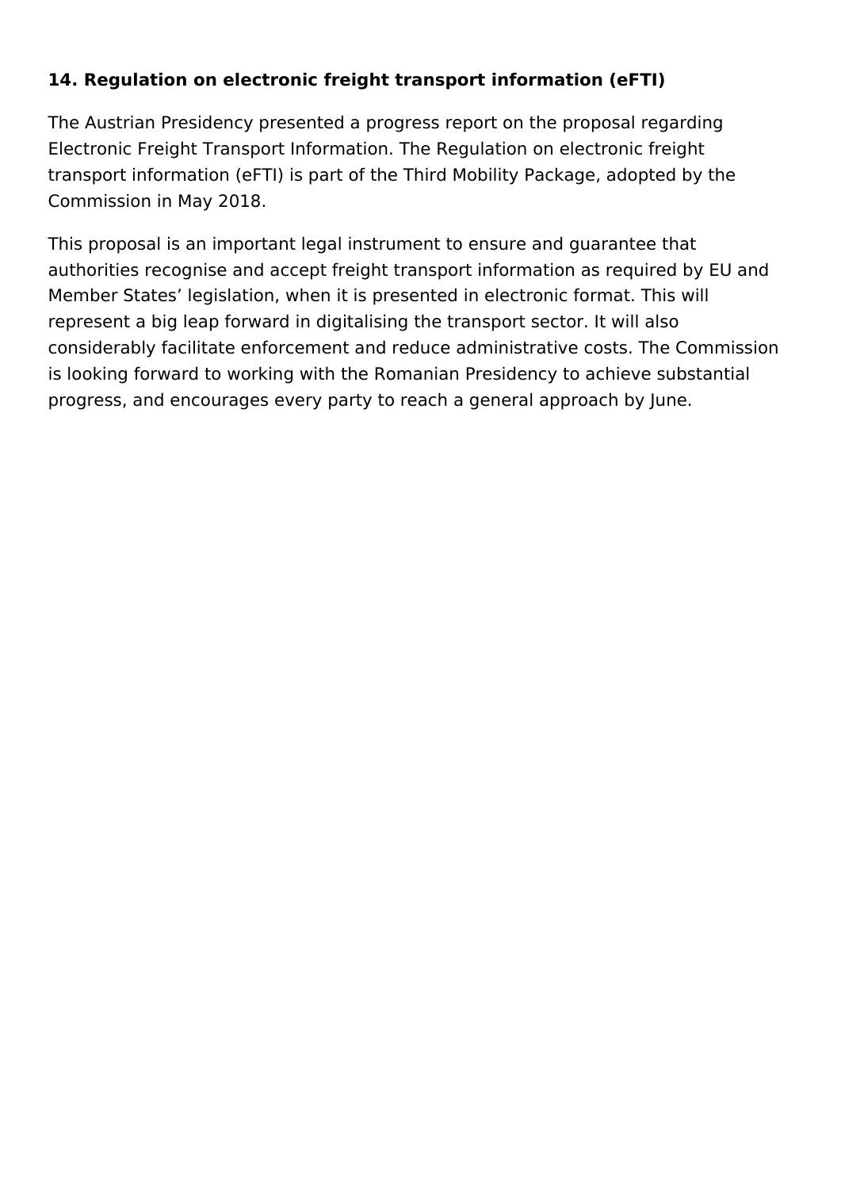**14. Regulation on electronic freight transport information (eFTI)**

The Austrian Presidency presented a progress report on the proposal regarding Electronic Freight Transport Information. The Regulation on electronic freight transport information (eFTI) is part of the Third Mobility Package, adopted by the Commission in May 2018.

This proposal is an important legal instrument to ensure and guarantee that authorities recognise and accept freight transport information as required by EU and Member States' legislation, when it is presented in electronic format. This will represent a big leap forward in digitalising the transport sector. It will also considerably facilitate enforcement and reduce administrative costs. The Commission is looking forward to working with the Romanian Presidency to achieve substantial progress, and encourages every party to reach a general approach by June.